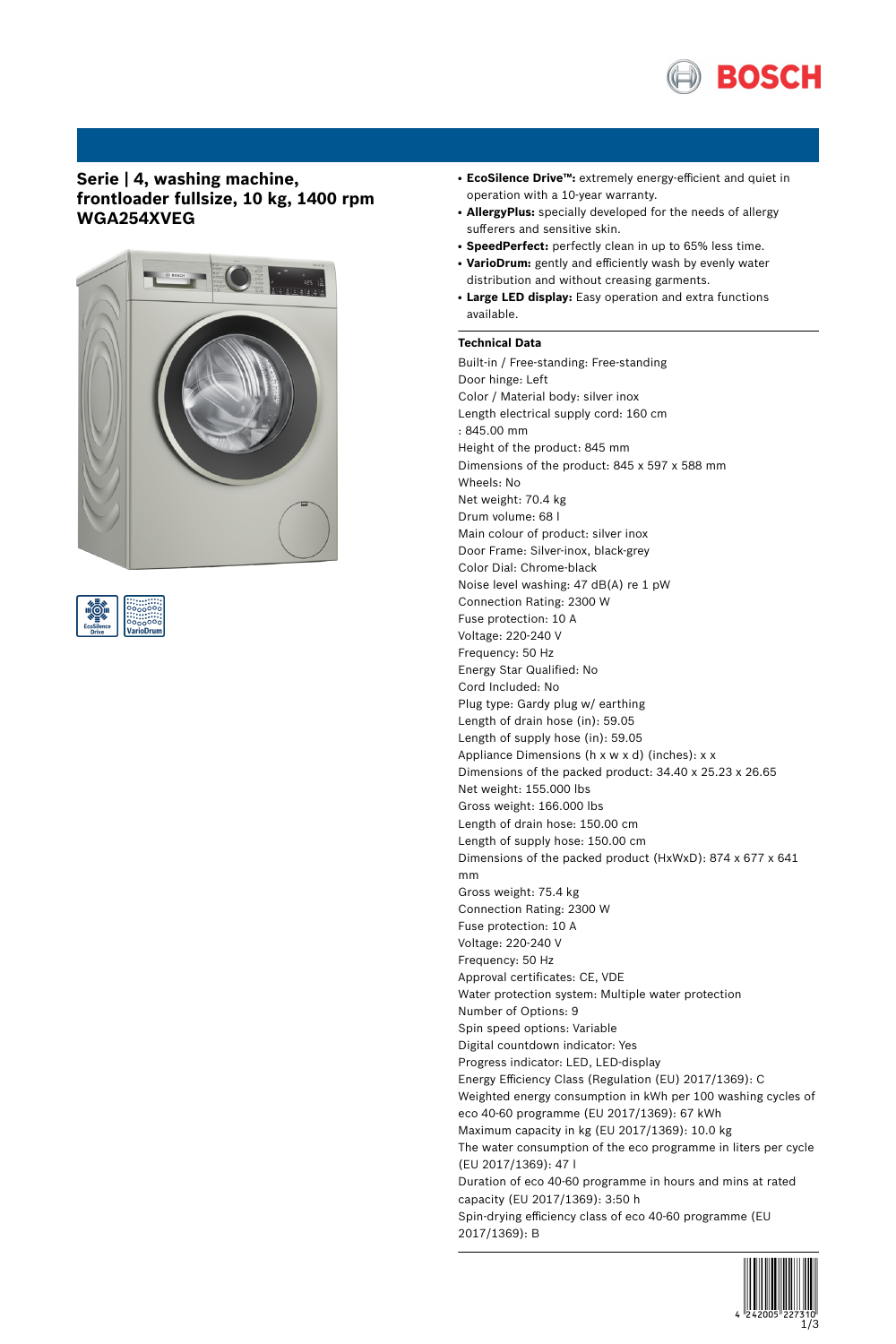# Serie | 4, washing machine, frontloader fullsize, 10 kg, 1400 rpm WGA254XVEG

- **EcoSilence Drive™:** extremely energy-efficient and quiet in operation with a 10-year warranty.
- **AllergyPlus:** specially developed for the needs of allergy sufferers and sensitive skin.
- **SpeedPerfect:** perfectly clean in up to 65% less time.
- **VarioDrum:** gently and efficiently wash by evenly water distribution and without creasing garments.
- **Large LED display:** Easy operation and extra functions available.

## Technical Data

Built-in / Free-standing: Free-standing
Door hinge: Left
Color / Material body: silver inox
Length electrical supply cord: 160 cm
: 845.00 mm
Height of the product: 845 mm
Dimensions of the product: 845 x 597 x 588 mm
Wheels: No
Net weight: 70.4 kg
Drum volume: 68 l
Main colour of product: silver inox
Door Frame: Silver-inox, black-grey
Color Dial: Chrome-black
Noise level washing: 47 dB(A) re 1 pW
Connection Rating: 2300 W
Fuse protection: 10 A
Voltage: 220-240 V
Frequency: 50 Hz
Energy Star Qualified: No
Cord Included: No
Plug type: Gardy plug w/ earthing
Length of drain hose (in): 59.05
Length of supply hose (in): 59.05
Appliance Dimensions (h x w x d) (inches): x x
Dimensions of the packed product: 34.40 x 25.23 x 26.65
Net weight: 155.000 lbs
Gross weight: 166.000 lbs
Length of drain hose: 150.00 cm
Length of supply hose: 150.00 cm
Dimensions of the packed product (HxWxD): 874 x 677 x 641 mm
Gross weight: 75.4 kg
Connection Rating: 2300 W
Fuse protection: 10 A
Voltage: 220-240 V
Frequency: 50 Hz
Approval certificates: CE, VDE
Water protection system: Multiple water protection
Number of Options: 9
Spin speed options: Variable
Digital countdown indicator: Yes
Progress indicator: LED, LED-display
Energy Efficiency Class (Regulation (EU) 2017/1369): C
Weighted energy consumption in kWh per 100 washing cycles of eco 40-60 programme (EU 2017/1369): 67 kWh
Maximum capacity in kg (EU 2017/1369): 10.0 kg
The water consumption of the eco programme in liters per cycle (EU 2017/1369): 47 l
Duration of eco 40-60 programme in hours and mins at rated capacity (EU 2017/1369): 3:50 h
Spin-drying efficiency class of eco 40-60 programme (EU 2017/1369): B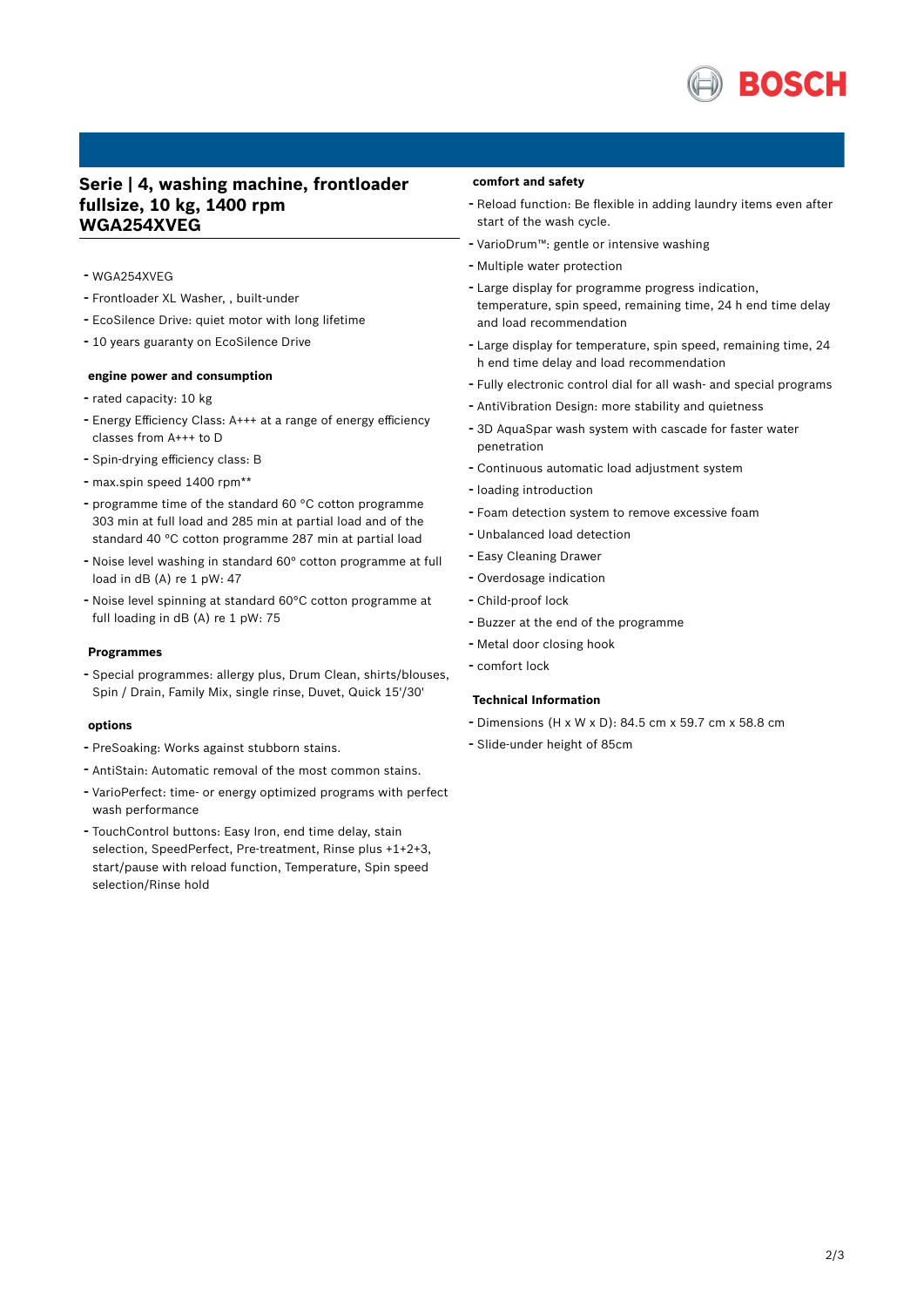# Serie | 4, washing machine, frontloader fullsize, 10 kg, 1400 rpm WGA254XVEG

- WGA254XVEG
- Frontloader XL Washer, , built-under
- EcoSilence Drive: quiet motor with long lifetime
- 10 years guaranty on EcoSilence Drive

### engine power and consumption

- rated capacity: 10 kg
- Energy Efficiency Class: A+++ at a range of energy efficiency classes from A+++ to D
- Spin-drying efficiency class: B
- max.spin speed 1400 rpm**
- programme time of the standard 60 °C cotton programme 303 min at full load and 285 min at partial load and of the standard 40 °C cotton programme 287 min at partial load
- Noise level washing in standard 60° cotton programme at full load in dB (A) re 1 pW: 47
- Noise level spinning at standard 60°C cotton programme at full loading in dB (A) re 1 pW: 75

### Programmes

- Special programmes: allergy plus, Drum Clean, shirts/blouses, Spin / Drain, Family Mix, single rinse, Duvet, Quick 15'/30'

### options

- PreSoaking: Works against stubborn stains.
- AntiStain: Automatic removal of the most common stains.
- VarioPerfect: time- or energy optimized programs with perfect wash performance
- TouchControl buttons: Easy Iron, end time delay, stain selection, SpeedPerfect, Pre-treatment, Rinse plus +1+2+3, start/pause with reload function, Temperature, Spin speed selection/Rinse hold

### comfort and safety

- Reload function: Be flexible in adding laundry items even after start of the wash cycle.
- VarioDrum™: gentle or intensive washing
- Multiple water protection
- Large display for programme progress indication, temperature, spin speed, remaining time, 24 h end time delay and load recommendation
- Large display for temperature, spin speed, remaining time, 24 h end time delay and load recommendation
- Fully electronic control dial for all wash- and special programs
- AntiVibration Design: more stability and quietness
- 3D AquaSpar wash system with cascade for faster water penetration
- Continuous automatic load adjustment system
- loading introduction
- Foam detection system to remove excessive foam
- Unbalanced load detection
- Easy Cleaning Drawer
- Overdosage indication
- Child-proof lock
- Buzzer at the end of the programme
- Metal door closing hook
- comfort lock

### Technical Information

- Dimensions (H x W x D): 84.5 cm x 59.7 cm x 58.8 cm
- Slide-under height of 85cm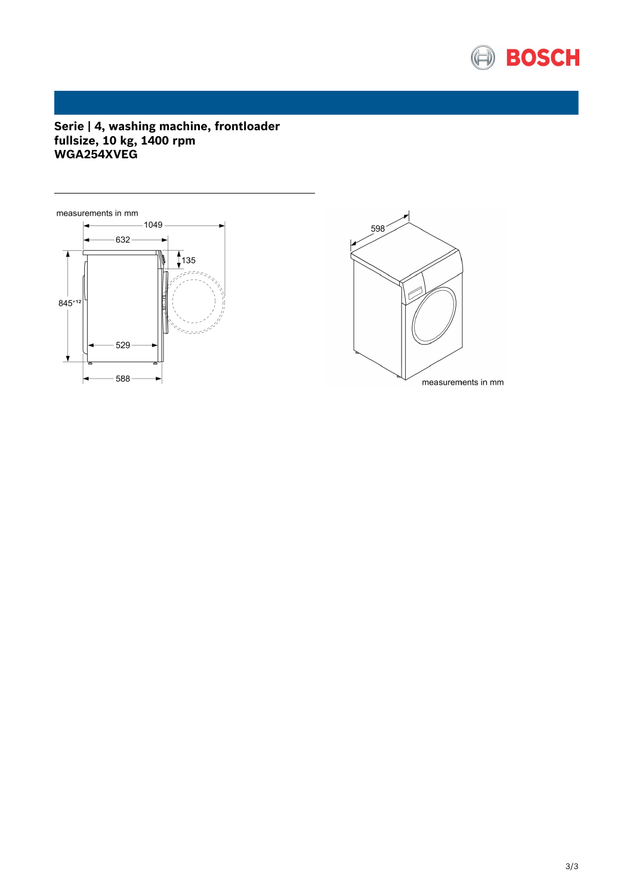**Serie | 4, washing machine, frontloader fullsize, 10 kg, 1400 rpm**
**WGA254XVEG**

measurements in mm

1049

632

135

845[+12]

529

588

598

measurements in mm